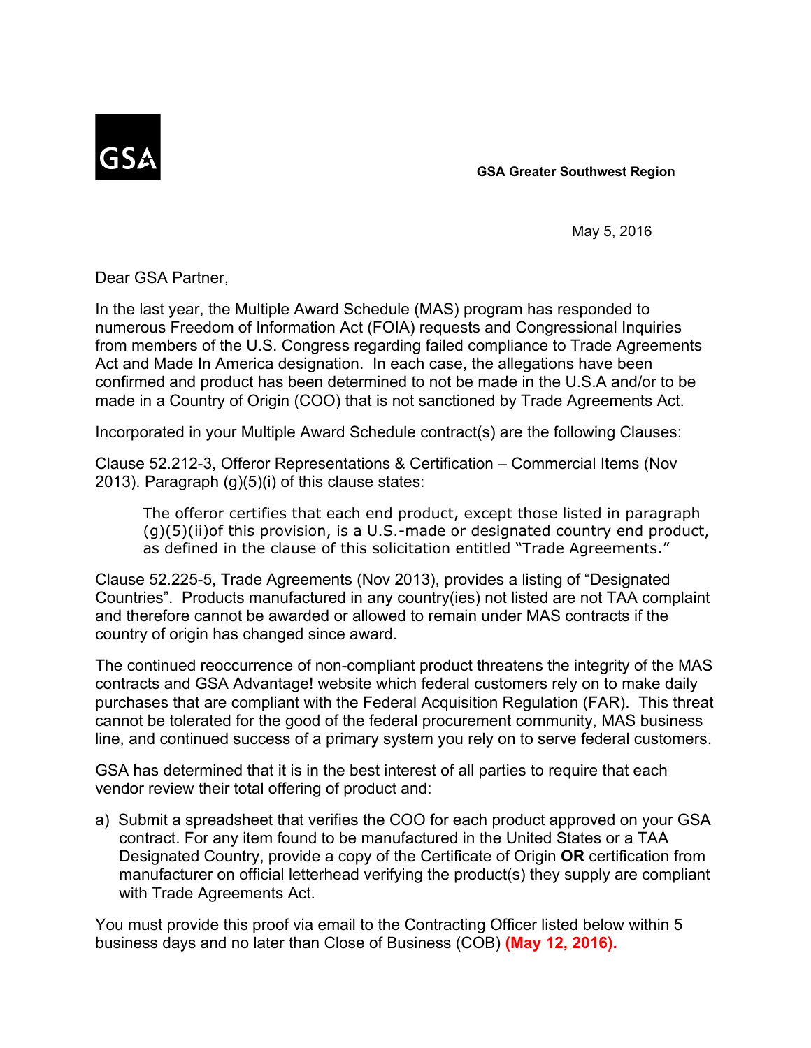GSA

**GSA Greater Southwest Region**

May 5, 2016

Dear GSA Partner,

In the last year, the Multiple Award Schedule (MAS) program has responded to numerous Freedom of Information Act (FOIA) requests and Congressional Inquiries from members of the U.S. Congress regarding failed compliance to Trade Agreements Act and Made In America designation. In each case, the allegations have been confirmed and product has been determined to not be made in the U.S.A and/or to be made in a Country of Origin (COO) that is not sanctioned by Trade Agreements Act.

Incorporated in your Multiple Award Schedule contract(s) are the following Clauses:

Clause 52.212-3, Offeror Representations & Certification – Commercial Items (Nov 2013). Paragraph (g)(5)(i) of this clause states:

> The offeror certifies that each end product, except those listed in paragraph (g)(5)(ii)of this provision, is a U.S.-made or designated country end product, as defined in the clause of this solicitation entitled "Trade Agreements."

Clause 52.225-5, Trade Agreements (Nov 2013), provides a listing of "Designated Countries". Products manufactured in any country(ies) not listed are not TAA complaint and therefore cannot be awarded or allowed to remain under MAS contracts if the country of origin has changed since award.

The continued reoccurrence of non-compliant product threatens the integrity of the MAS contracts and GSA Advantage! website which federal customers rely on to make daily purchases that are compliant with the Federal Acquisition Regulation (FAR). This threat cannot be tolerated for the good of the federal procurement community, MAS business line, and continued success of a primary system you rely on to serve federal customers.

GSA has determined that it is in the best interest of all parties to require that each vendor review their total offering of product and:

a) Submit a spreadsheet that verifies the COO for each product approved on your GSA contract. For any item found to be manufactured in the United States or a TAA Designated Country, provide a copy of the Certificate of Origin **OR** certification from manufacturer on official letterhead verifying the product(s) they supply are compliant with Trade Agreements Act.

You must provide this proof via email to the Contracting Officer listed below within 5 business days and no later than Close of Business (COB) **(May 12, 2016).**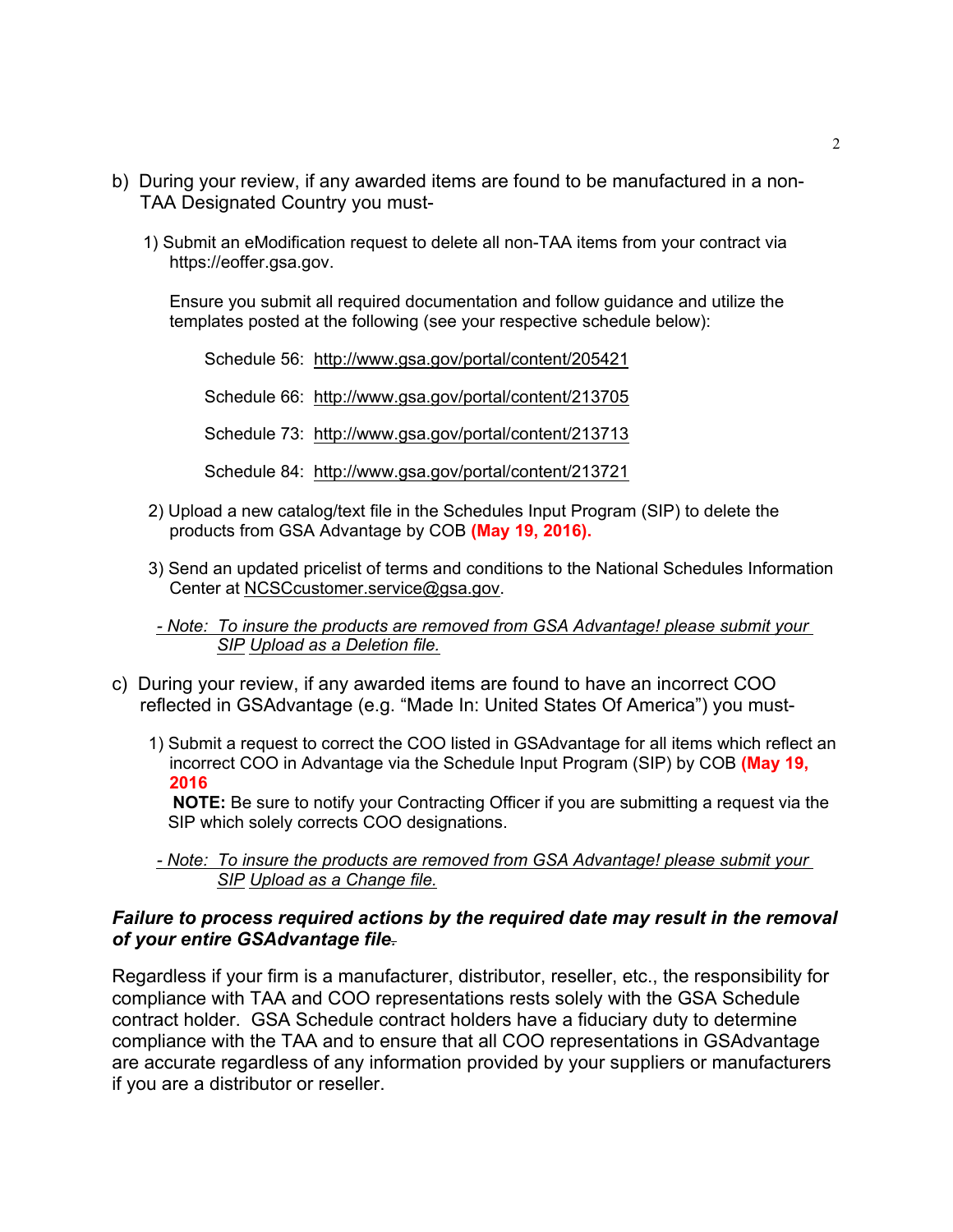b) During your review, if any awarded items are found to be manufactured in a non-TAA Designated Country you must-

   1) Submit an eModification request to delete all non-TAA items from your contract via https://eoffer.gsa.gov.

      Ensure you submit all required documentation and follow guidance and utilize the templates posted at the following (see your respective schedule below):

      Schedule 56: http://www.gsa.gov/portal/content/205421

      Schedule 66: http://www.gsa.gov/portal/content/213705

      Schedule 73: http://www.gsa.gov/portal/content/213713

      Schedule 84: http://www.gsa.gov/portal/content/213721

   2) Upload a new catalog/text file in the Schedules Input Program (SIP) to delete the products from GSA Advantage by COB **(May 19, 2016).**

   3) Send an updated pricelist of terms and conditions to the National Schedules Information Center at NCSCcustomer.service@gsa.gov.

   *- Note: To insure the products are removed from GSA Advantage! please submit your SIP Upload as a Deletion file.*

c) During your review, if any awarded items are found to have an incorrect COO reflected in GSAdvantage (e.g. "Made In: United States Of America") you must-

   1) Submit a request to correct the COO listed in GSAdvantage for all items which reflect an incorrect COO in Advantage via the Schedule Input Program (SIP) by COB **(May 19, 2016**
      **NOTE:** Be sure to notify your Contracting Officer if you are submitting a request via the SIP which solely corrects COO designations.

   *- Note: To insure the products are removed from GSA Advantage! please submit your SIP Upload as a Change file.*

***Failure to process required actions by the required date may result in the removal of your entire GSAdvantage file.***

Regardless if your firm is a manufacturer, distributor, reseller, etc., the responsibility for compliance with TAA and COO representations rests solely with the GSA Schedule contract holder. GSA Schedule contract holders have a fiduciary duty to determine compliance with the TAA and to ensure that all COO representations in GSAdvantage are accurate regardless of any information provided by your suppliers or manufacturers if you are a distributor or reseller.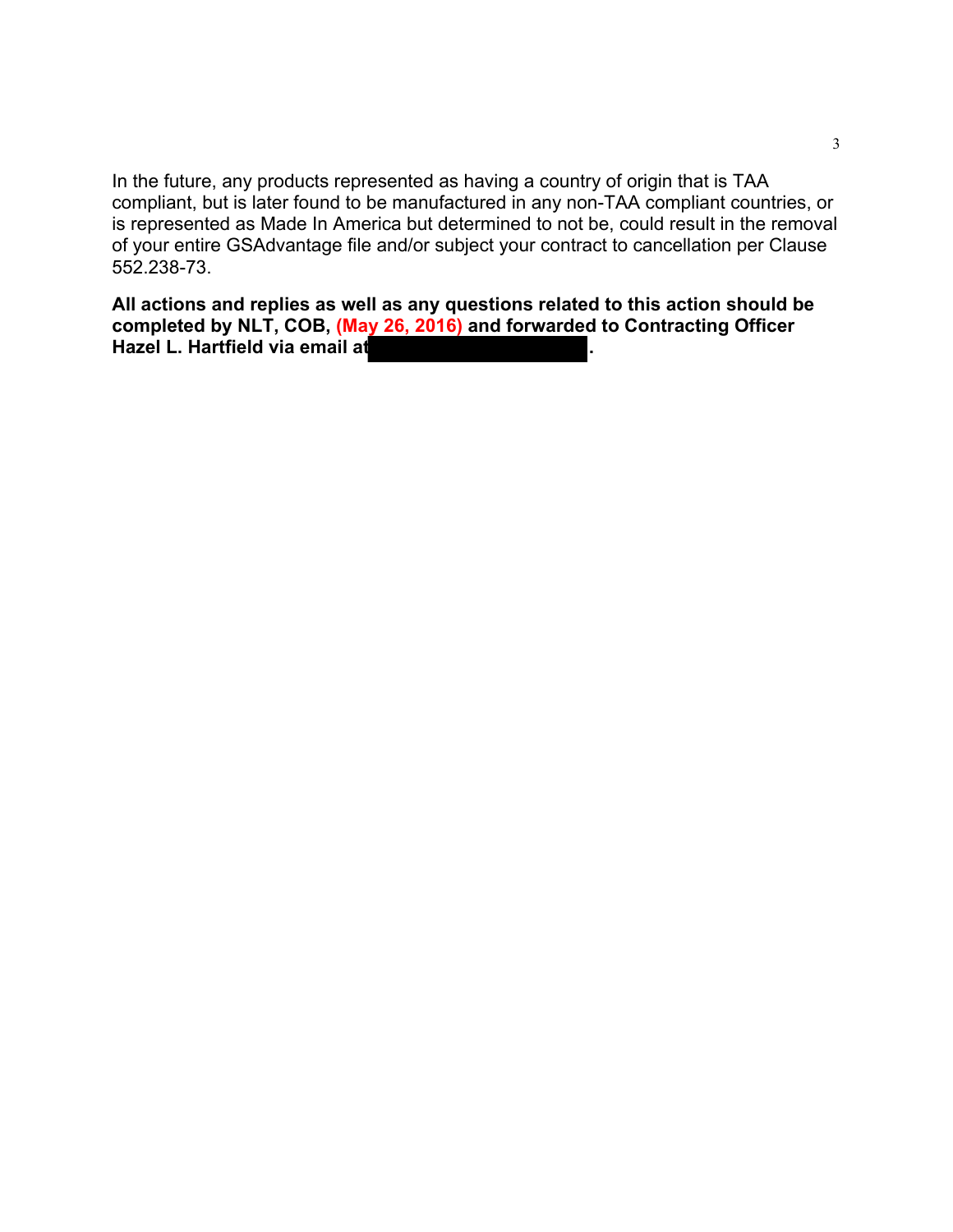In the future, any products represented as having a country of origin that is TAA compliant, but is later found to be manufactured in any non-TAA compliant countries, or is represented as Made In America but determined to not be, could result in the removal of your entire GSAdvantage file and/or subject your contract to cancellation per Clause 552.238-73.

**All actions and replies as well as any questions related to this action should be completed by NLT, COB, (May 26, 2016) and forwarded to Contracting Officer Hazel L. Hartfield via email at [REDACTED].**